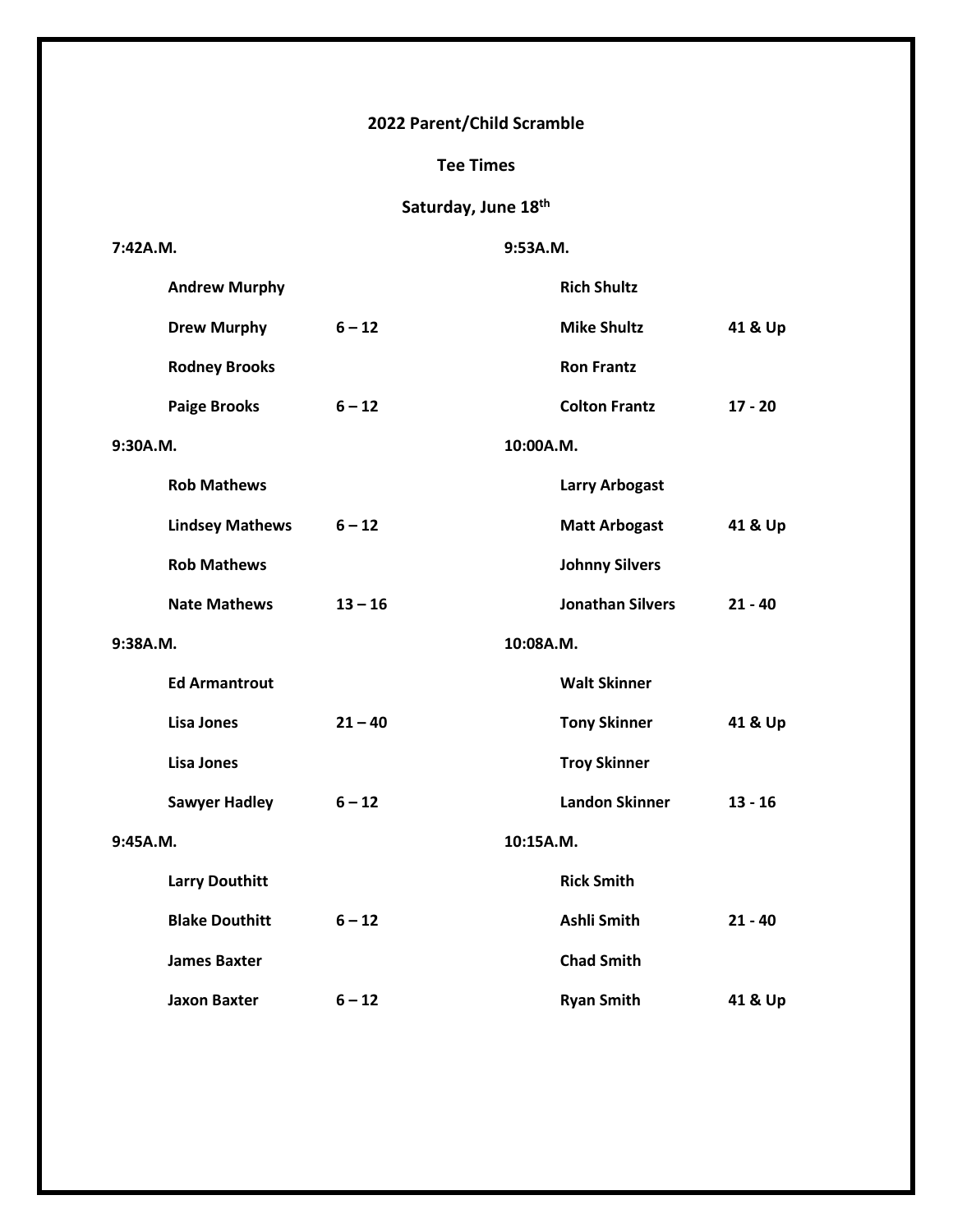**2022 Parent/Child Scramble**

**Tee Times**

**Saturday, June 18th**

**7:42A.M.**

| | |
|---|---|
| **Andrew Murphy** | |
| **Drew Murphy** | **6 – 12** |
| **Rodney Brooks** | |
| **Paige Brooks** | **6 – 12** |

**9:30A.M.**

| | |
|---|---|
| **Rob Mathews** | |
| **Lindsey Mathews** | **6 – 12** |
| **Rob Mathews** | |
| **Nate Mathews** | **13 – 16** |

**9:38A.M.**

| | |
|---|---|
| **Ed Armantrout** | |
| **Lisa Jones** | **21 – 40** |
| **Lisa Jones** | |
| **Sawyer Hadley** | **6 – 12** |

**9:45A.M.**

| | |
|---|---|
| **Larry Douthitt** | |
| **Blake Douthitt** | **6 – 12** |
| **James Baxter** | |
| **Jaxon Baxter** | **6 – 12** |

**9:53A.M.**

| | |
|---|---|
| **Rich Shultz** | |
| **Mike Shultz** | **41 & Up** |
| **Ron Frantz** | |
| **Colton Frantz** | **17 - 20** |

**10:00A.M.**

| | |
|---|---|
| **Larry Arbogast** | |
| **Matt Arbogast** | **41 & Up** |
| **Johnny Silvers** | |
| **Jonathan Silvers** | **21 - 40** |

**10:08A.M.**

| | |
|---|---|
| **Walt Skinner** | |
| **Tony Skinner** | **41 & Up** |
| **Troy Skinner** | |
| **Landon Skinner** | **13 - 16** |

**10:15A.M.**

| | |
|---|---|
| **Rick Smith** | |
| **Ashli Smith** | **21 - 40** |
| **Chad Smith** | |
| **Ryan Smith** | **41 & Up** |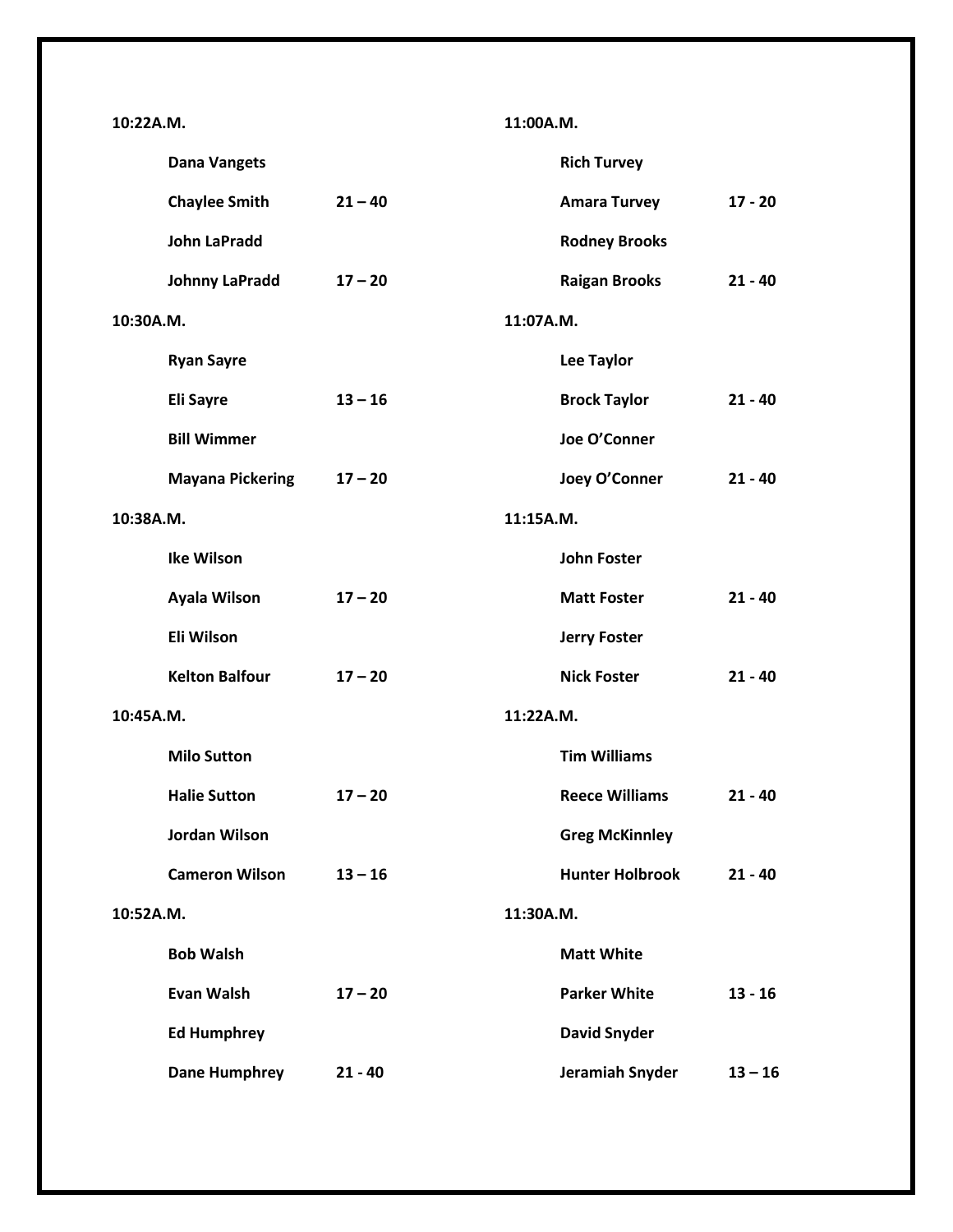**10:22A.M.**

**Dana Vangets**

**Chaylee Smith 21 – 40**

**John LaPradd**

**Johnny LaPradd 17 – 20**

**10:30A.M.**

**Ryan Sayre**

**Eli Sayre 13 – 16**

**Bill Wimmer**

**Mayana Pickering 17 – 20**

**10:38A.M.**

**Ike Wilson**

**Ayala Wilson 17 – 20**

**Eli Wilson**

**Kelton Balfour 17 – 20**

**10:45A.M.**

**Milo Sutton**

**Halie Sutton 17 – 20**

**Jordan Wilson**

**Cameron Wilson 13 – 16**

**10:52A.M.**

**Bob Walsh**

**Evan Walsh 17 – 20**

**Ed Humphrey**

**Dane Humphrey 21 - 40**

**11:00A.M.**

**Rich Turvey**

**Amara Turvey 17 - 20**

**Rodney Brooks**

**Raigan Brooks 21 - 40**

**11:07A.M.**

**Lee Taylor**

**Brock Taylor 21 - 40**

**Joe O'Conner**

**Joey O'Conner 21 - 40**

**11:15A.M.**

**John Foster**

**Matt Foster 21 - 40**

**Jerry Foster**

**Nick Foster 21 - 40**

**11:22A.M.**

**Tim Williams**

**Reece Williams 21 - 40**

**Greg McKinnley**

**Hunter Holbrook 21 - 40**

**11:30A.M.**

**Matt White**

**Parker White 13 - 16**

**David Snyder**

**Jeramiah Snyder 13 – 16**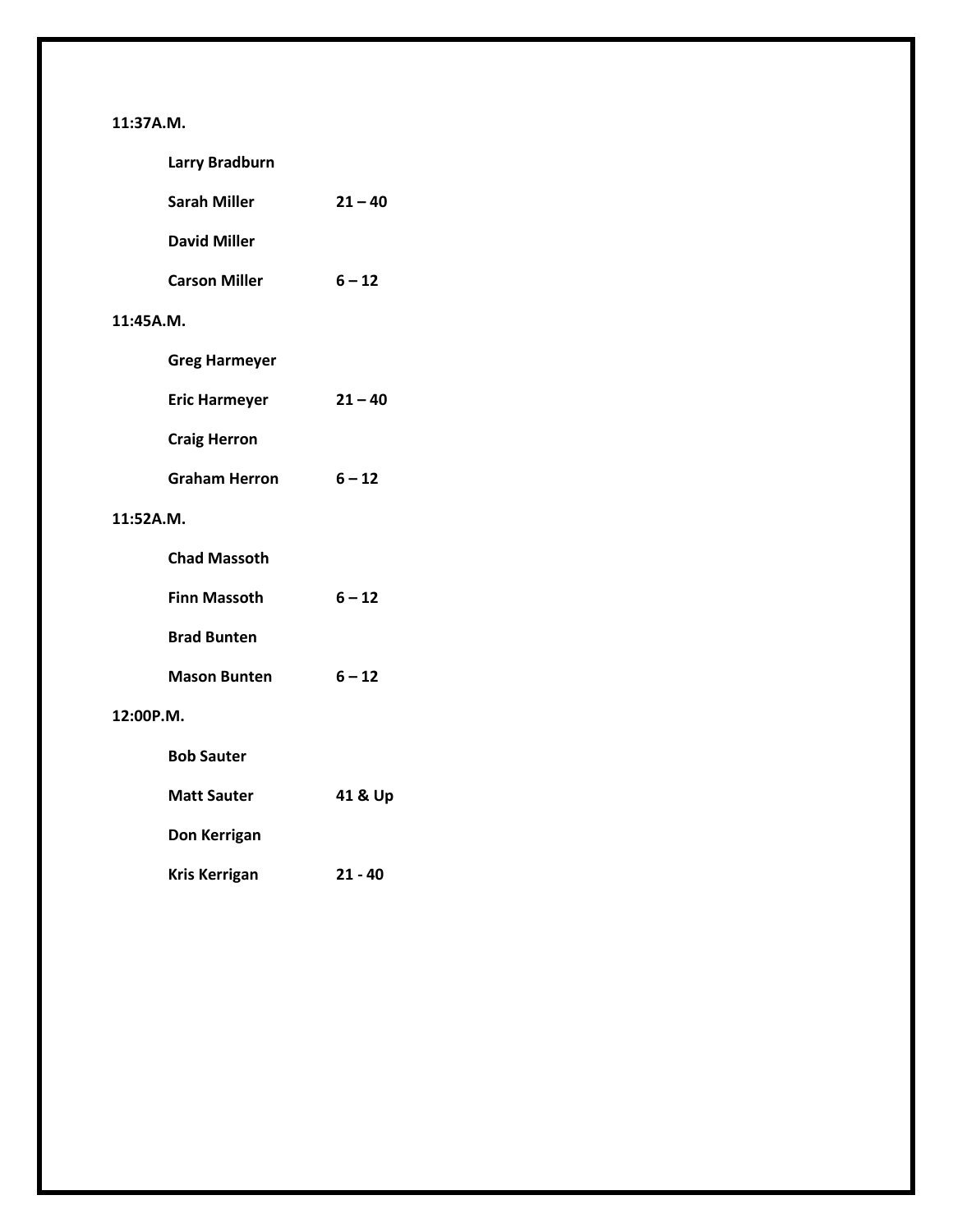**11:37A.M.**

| | |
|---|---|
| **Larry Bradburn** | |
| **Sarah Miller** | **21 – 40** |
| **David Miller** | |
| **Carson Miller** | **6 – 12** |

**11:45A.M.**

| | |
|---|---|
| **Greg Harmeyer** | |
| **Eric Harmeyer** | **21 – 40** |
| **Craig Herron** | |
| **Graham Herron** | **6 – 12** |

**11:52A.M.**

| | |
|---|---|
| **Chad Massoth** | |
| **Finn Massoth** | **6 – 12** |
| **Brad Bunten** | |
| **Mason Bunten** | **6 – 12** |

**12:00P.M.**

| | |
|---|---|
| **Bob Sauter** | |
| **Matt Sauter** | **41 & Up** |
| **Don Kerrigan** | |
| **Kris Kerrigan** | **21 - 40** |